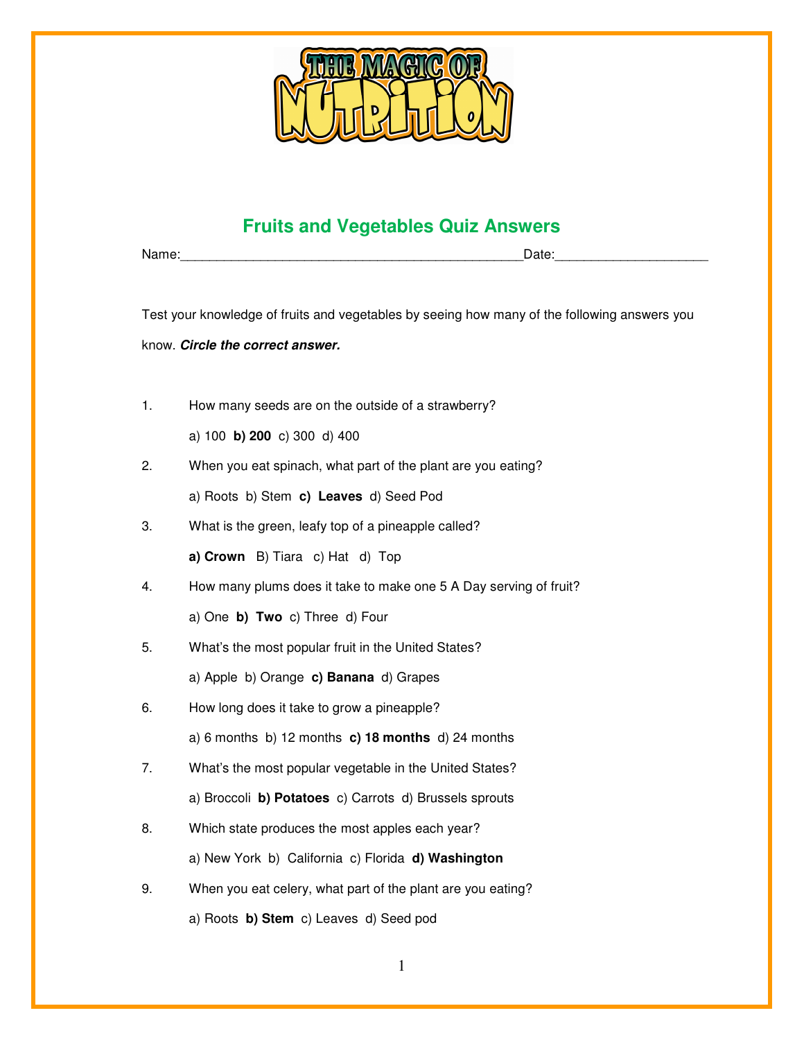# THE MAGIC OF NUTRITION

## Fruits and Vegetables Quiz Answers

Name:_______________________________________________Date:____________________

Test your knowledge of fruits and vegetables by seeing how many of the following answers you know. ***Circle the correct answer.***

1. How many seeds are on the outside of a strawberry?

   a) 100 **b) 200** c) 300 d) 400

2. When you eat spinach, what part of the plant are you eating?

   a) Roots b) Stem **c) Leaves** d) Seed Pod

3. What is the green, leafy top of a pineapple called?

   **a) Crown** B) Tiara c) Hat d) Top

4. How many plums does it take to make one 5 A Day serving of fruit?

   a) One **b) Two** c) Three d) Four

5. What's the most popular fruit in the United States?

   a) Apple b) Orange **c) Banana** d) Grapes

6. How long does it take to grow a pineapple?

   a) 6 months b) 12 months **c) 18 months** d) 24 months

7. What's the most popular vegetable in the United States?

   a) Broccoli **b) Potatoes** c) Carrots d) Brussels sprouts

8. Which state produces the most apples each year?

   a) New York b) California c) Florida **d) Washington**

9. When you eat celery, what part of the plant are you eating?

   a) Roots **b) Stem** c) Leaves d) Seed pod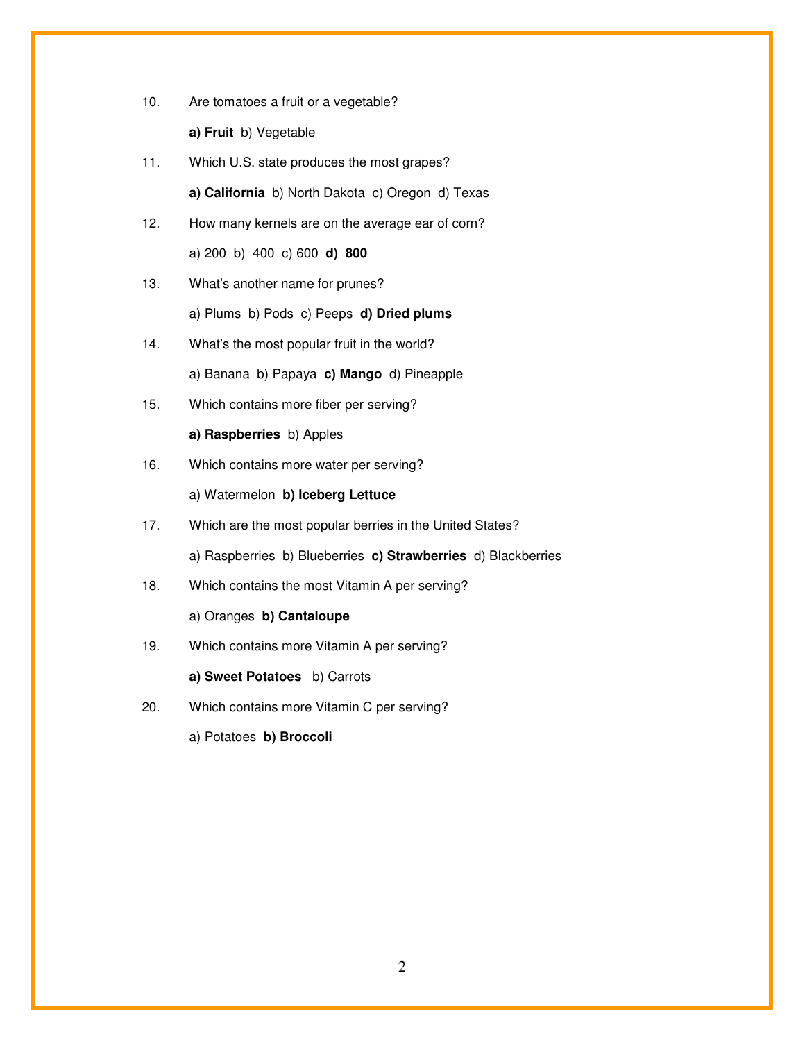10. Are tomatoes a fruit or a vegetable?

    **a) Fruit** b) Vegetable

11. Which U.S. state produces the most grapes?

    **a) California** b) North Dakota c) Oregon d) Texas

12. How many kernels are on the average ear of corn?

    a) 200 b) 400 c) 600 **d) 800**

13. What's another name for prunes?

    a) Plums b) Pods c) Peeps **d) Dried plums**

14. What's the most popular fruit in the world?

    a) Banana b) Papaya **c) Mango** d) Pineapple

15. Which contains more fiber per serving?

    **a) Raspberries** b) Apples

16. Which contains more water per serving?

    a) Watermelon **b) Iceberg Lettuce**

17. Which are the most popular berries in the United States?

    a) Raspberries b) Blueberries **c) Strawberries** d) Blackberries

18. Which contains the most Vitamin A per serving?

    a) Oranges **b) Cantaloupe**

19. Which contains more Vitamin A per serving?

    **a) Sweet Potatoes** b) Carrots

20. Which contains more Vitamin C per serving?

    a) Potatoes **b) Broccoli**